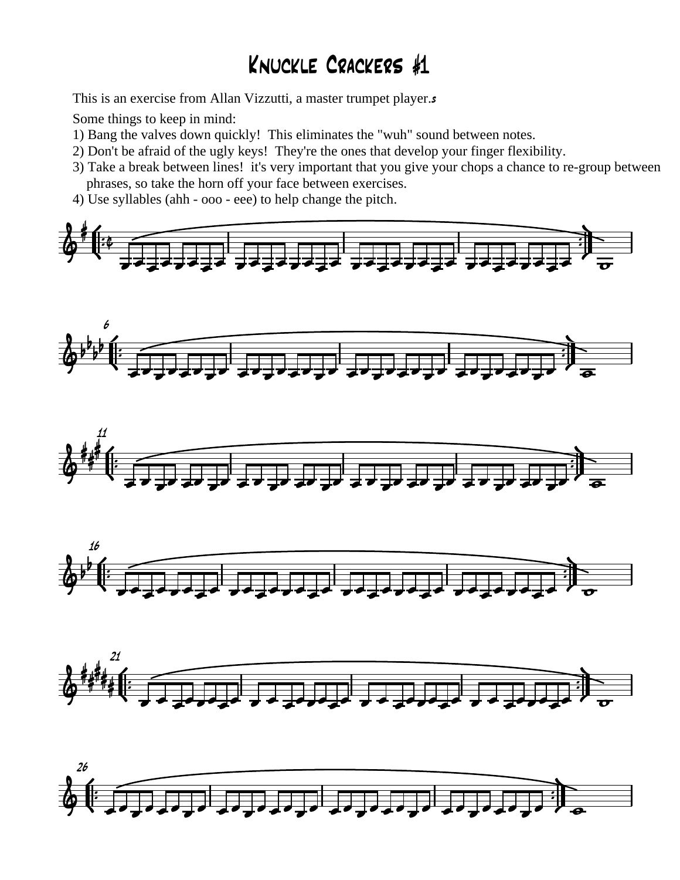# Knuckle Crackers #1

This is an exercise from Allan Vizzutti, a master trumpet player.

Some things to keep in mind:

1) Bang the valves down quickly!  This eliminates the "wuh" sound between notes.
2) Don't be afraid of the ugly keys!  They're the ones that develop your finger flexibility.
3) Take a break between lines!  it's very important that you give your chops a chance to re-group between phrases, so take the horn off your face between exercises.
4) Use syllables (ahh - ooo - eee) to help change the pitch.